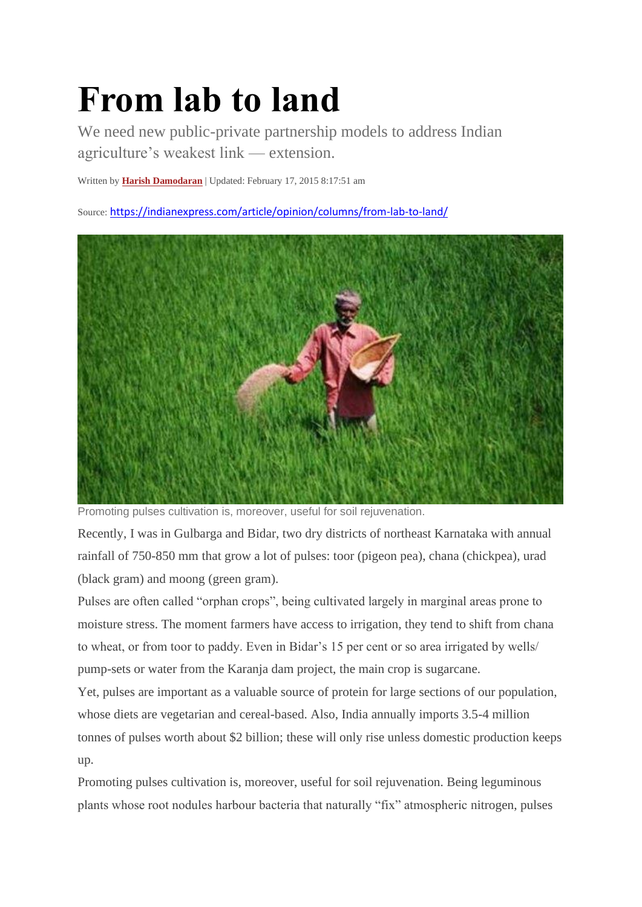# From lab to land

We need new public-private partnership models to address Indian agriculture's weakest link — extension.

Written by **Harish Damodaran** | Updated: February 17, 2015 8:17:51 am

Source: https://indianexpress.com/article/opinion/columns/from-lab-to-land/

Promoting pulses cultivation is, moreover, useful for soil rejuvenation.

Recently, I was in Gulbarga and Bidar, two dry districts of northeast Karnataka with annual rainfall of 750-850 mm that grow a lot of pulses: toor (pigeon pea), chana (chickpea), urad (black gram) and moong (green gram).

Pulses are often called "orphan crops", being cultivated largely in marginal areas prone to moisture stress. The moment farmers have access to irrigation, they tend to shift from chana to wheat, or from toor to paddy. Even in Bidar's 15 per cent or so area irrigated by wells/ pump-sets or water from the Karanja dam project, the main crop is sugarcane.

Yet, pulses are important as a valuable source of protein for large sections of our population, whose diets are vegetarian and cereal-based. Also, India annually imports 3.5-4 million tonnes of pulses worth about $2 billion; these will only rise unless domestic production keeps up.

Promoting pulses cultivation is, moreover, useful for soil rejuvenation. Being leguminous plants whose root nodules harbour bacteria that naturally "fix" atmospheric nitrogen, pulses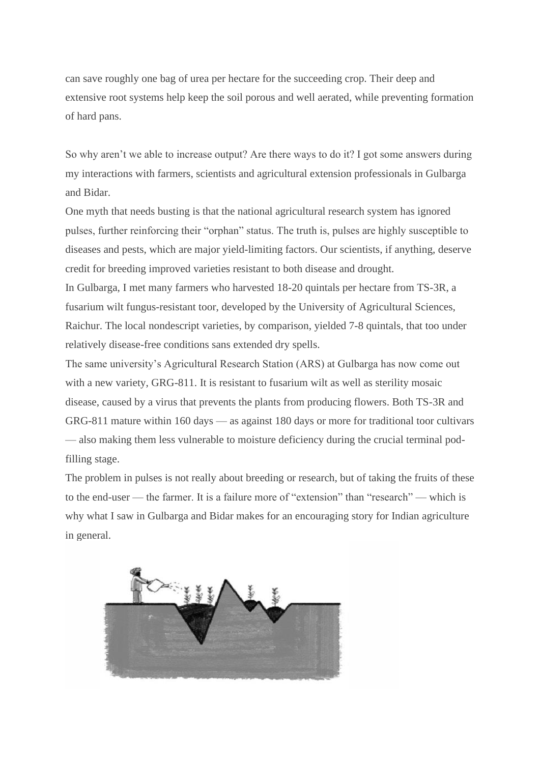can save roughly one bag of urea per hectare for the succeeding crop. Their deep and extensive root systems help keep the soil porous and well aerated, while preventing formation of hard pans.

So why aren't we able to increase output? Are there ways to do it? I got some answers during my interactions with farmers, scientists and agricultural extension professionals in Gulbarga and Bidar.

One myth that needs busting is that the national agricultural research system has ignored pulses, further reinforcing their "orphan" status. The truth is, pulses are highly susceptible to diseases and pests, which are major yield-limiting factors. Our scientists, if anything, deserve credit for breeding improved varieties resistant to both disease and drought.

In Gulbarga, I met many farmers who harvested 18-20 quintals per hectare from TS-3R, a fusarium wilt fungus-resistant toor, developed by the University of Agricultural Sciences, Raichur. The local nondescript varieties, by comparison, yielded 7-8 quintals, that too under relatively disease-free conditions sans extended dry spells.

The same university's Agricultural Research Station (ARS) at Gulbarga has now come out with a new variety, GRG-811. It is resistant to fusarium wilt as well as sterility mosaic disease, caused by a virus that prevents the plants from producing flowers. Both TS-3R and GRG-811 mature within 160 days — as against 180 days or more for traditional toor cultivars — also making them less vulnerable to moisture deficiency during the crucial terminal pod-filling stage.

The problem in pulses is not really about breeding or research, but of taking the fruits of these to the end-user — the farmer. It is a failure more of "extension" than "research" — which is why what I saw in Gulbarga and Bidar makes for an encouraging story for Indian agriculture in general.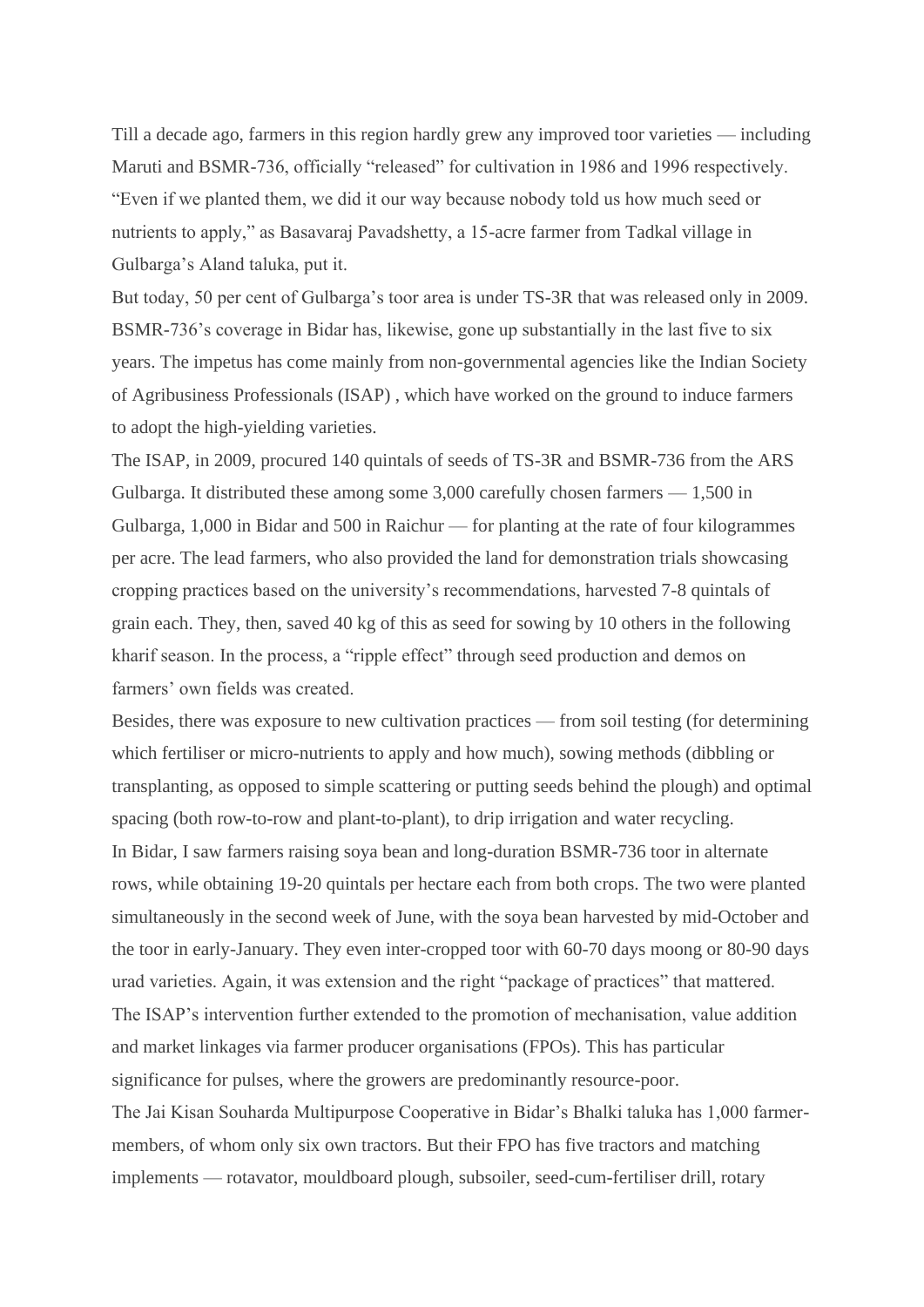Till a decade ago, farmers in this region hardly grew any improved toor varieties — including Maruti and BSMR-736, officially “released” for cultivation in 1986 and 1996 respectively. “Even if we planted them, we did it our way because nobody told us how much seed or nutrients to apply,” as Basavaraj Pavadshetty, a 15-acre farmer from Tadkal village in Gulbarga’s Aland taluka, put it.

But today, 50 per cent of Gulbarga’s toor area is under TS-3R that was released only in 2009. BSMR-736’s coverage in Bidar has, likewise, gone up substantially in the last five to six years. The impetus has come mainly from non-governmental agencies like the Indian Society of Agribusiness Professionals (ISAP) , which have worked on the ground to induce farmers to adopt the high-yielding varieties.

The ISAP, in 2009, procured 140 quintals of seeds of TS-3R and BSMR-736 from the ARS Gulbarga. It distributed these among some 3,000 carefully chosen farmers — 1,500 in Gulbarga, 1,000 in Bidar and 500 in Raichur — for planting at the rate of four kilogrammes per acre. The lead farmers, who also provided the land for demonstration trials showcasing cropping practices based on the university’s recommendations, harvested 7-8 quintals of grain each. They, then, saved 40 kg of this as seed for sowing by 10 others in the following kharif season. In the process, a “ripple effect” through seed production and demos on farmers’ own fields was created.

Besides, there was exposure to new cultivation practices — from soil testing (for determining which fertiliser or micro-nutrients to apply and how much), sowing methods (dibbling or transplanting, as opposed to simple scattering or putting seeds behind the plough) and optimal spacing (both row-to-row and plant-to-plant), to drip irrigation and water recycling.

In Bidar, I saw farmers raising soya bean and long-duration BSMR-736 toor in alternate rows, while obtaining 19-20 quintals per hectare each from both crops. The two were planted simultaneously in the second week of June, with the soya bean harvested by mid-October and the toor in early-January. They even inter-cropped toor with 60-70 days moong or 80-90 days urad varieties. Again, it was extension and the right “package of practices” that mattered.

The ISAP’s intervention further extended to the promotion of mechanisation, value addition and market linkages via farmer producer organisations (FPOs). This has particular significance for pulses, where the growers are predominantly resource-poor.

The Jai Kisan Souharda Multipurpose Cooperative in Bidar’s Bhalki taluka has 1,000 farmer-members, of whom only six own tractors. But their FPO has five tractors and matching implements — rotavator, mouldboard plough, subsoiler, seed-cum-fertiliser drill, rotary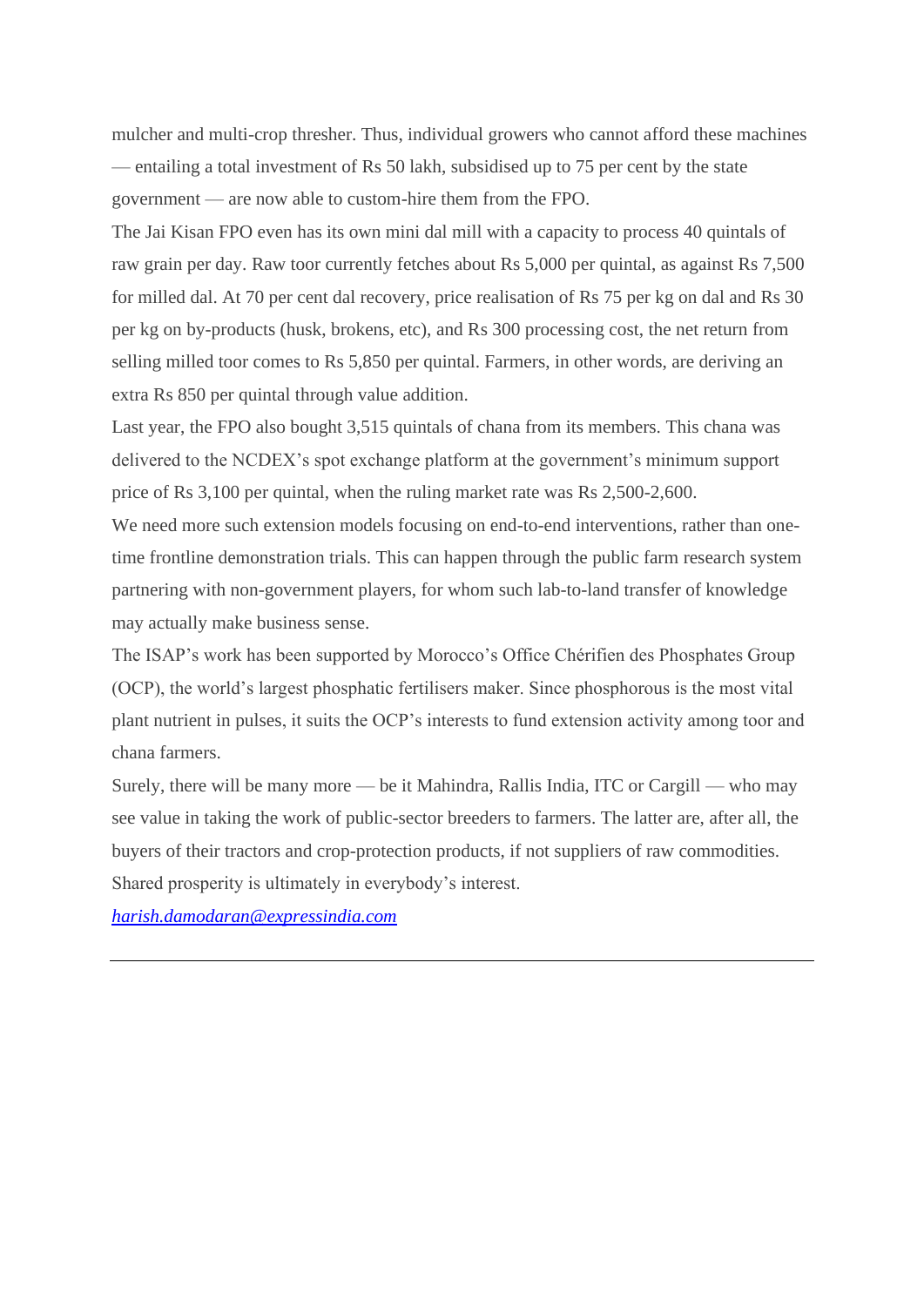mulcher and multi-crop thresher. Thus, individual growers who cannot afford these machines — entailing a total investment of Rs 50 lakh, subsidised up to 75 per cent by the state government — are now able to custom-hire them from the FPO.

The Jai Kisan FPO even has its own mini dal mill with a capacity to process 40 quintals of raw grain per day. Raw toor currently fetches about Rs 5,000 per quintal, as against Rs 7,500 for milled dal. At 70 per cent dal recovery, price realisation of Rs 75 per kg on dal and Rs 30 per kg on by-products (husk, brokens, etc), and Rs 300 processing cost, the net return from selling milled toor comes to Rs 5,850 per quintal. Farmers, in other words, are deriving an extra Rs 850 per quintal through value addition.

Last year, the FPO also bought 3,515 quintals of chana from its members. This chana was delivered to the NCDEX's spot exchange platform at the government's minimum support price of Rs 3,100 per quintal, when the ruling market rate was Rs 2,500-2,600.

We need more such extension models focusing on end-to-end interventions, rather than one-time frontline demonstration trials. This can happen through the public farm research system partnering with non-government players, for whom such lab-to-land transfer of knowledge may actually make business sense.

The ISAP's work has been supported by Morocco's Office Chérifien des Phosphates Group (OCP), the world's largest phosphatic fertilisers maker. Since phosphorous is the most vital plant nutrient in pulses, it suits the OCP's interests to fund extension activity among toor and chana farmers.

Surely, there will be many more — be it Mahindra, Rallis India, ITC or Cargill — who may see value in taking the work of public-sector breeders to farmers. The latter are, after all, the buyers of their tractors and crop-protection products, if not suppliers of raw commodities. Shared prosperity is ultimately in everybody's interest.

*harish.damodaran@expressindia.com*

---